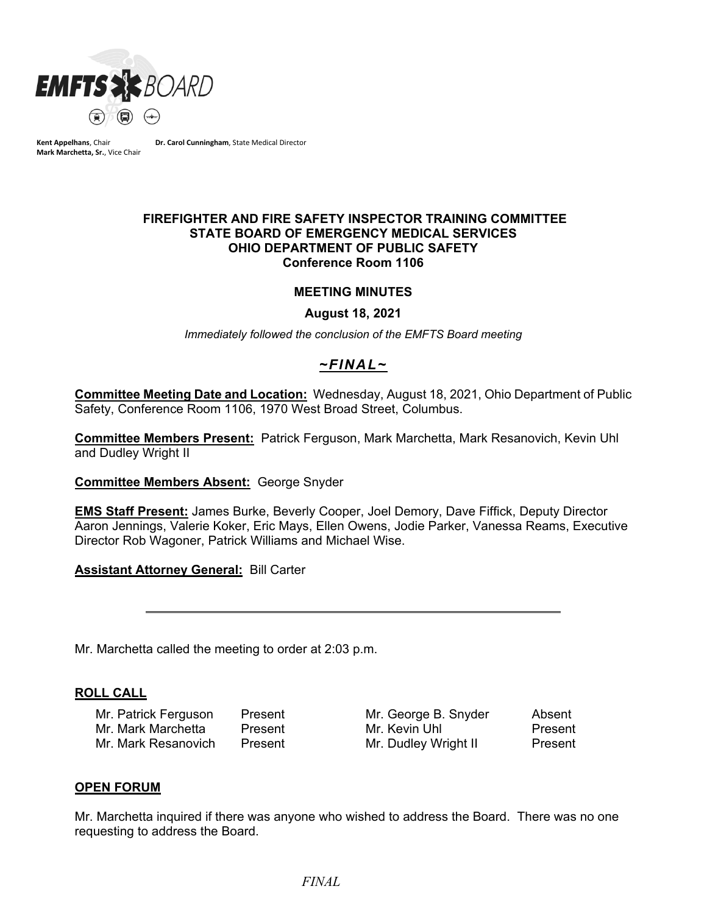**EMFTS BOARD**

**Kent Appelhans**, Chair **Dr. Carol Cunningham**, State Medical Director
**Mark Marchetta, Sr.**, Vice Chair

**FIREFIGHTER AND FIRE SAFETY INSPECTOR TRAINING COMMITTEE**
**STATE BOARD OF EMERGENCY MEDICAL SERVICES**
**OHIO DEPARTMENT OF PUBLIC SAFETY**
**Conference Room 1106**

**MEETING MINUTES**

**August 18, 2021**

*Immediately followed the conclusion of the EMFTS Board meeting*

***~FINAL~***

**Committee Meeting Date and Location:** Wednesday, August 18, 2021, Ohio Department of Public Safety, Conference Room 1106, 1970 West Broad Street, Columbus.

**Committee Members Present:** Patrick Ferguson, Mark Marchetta, Mark Resanovich, Kevin Uhl and Dudley Wright II

**Committee Members Absent:** George Snyder

**EMS Staff Present:** James Burke, Beverly Cooper, Joel Demory, Dave Fiffick, Deputy Director Aaron Jennings, Valerie Koker, Eric Mays, Ellen Owens, Jodie Parker, Vanessa Reams, Executive Director Rob Wagoner, Patrick Williams and Michael Wise.

**Assistant Attorney General:** Bill Carter

---

Mr. Marchetta called the meeting to order at 2:03 p.m.

## ROLL CALL

| | | | |
|---|---|---|---|
| Mr. Patrick Ferguson | Present | Mr. George B. Snyder | Absent |
| Mr. Mark Marchetta | Present | Mr. Kevin Uhl | Present |
| Mr. Mark Resanovich | Present | Mr. Dudley Wright II | Present |

## OPEN FORUM

Mr. Marchetta inquired if there was anyone who wished to address the Board. There was no one requesting to address the Board.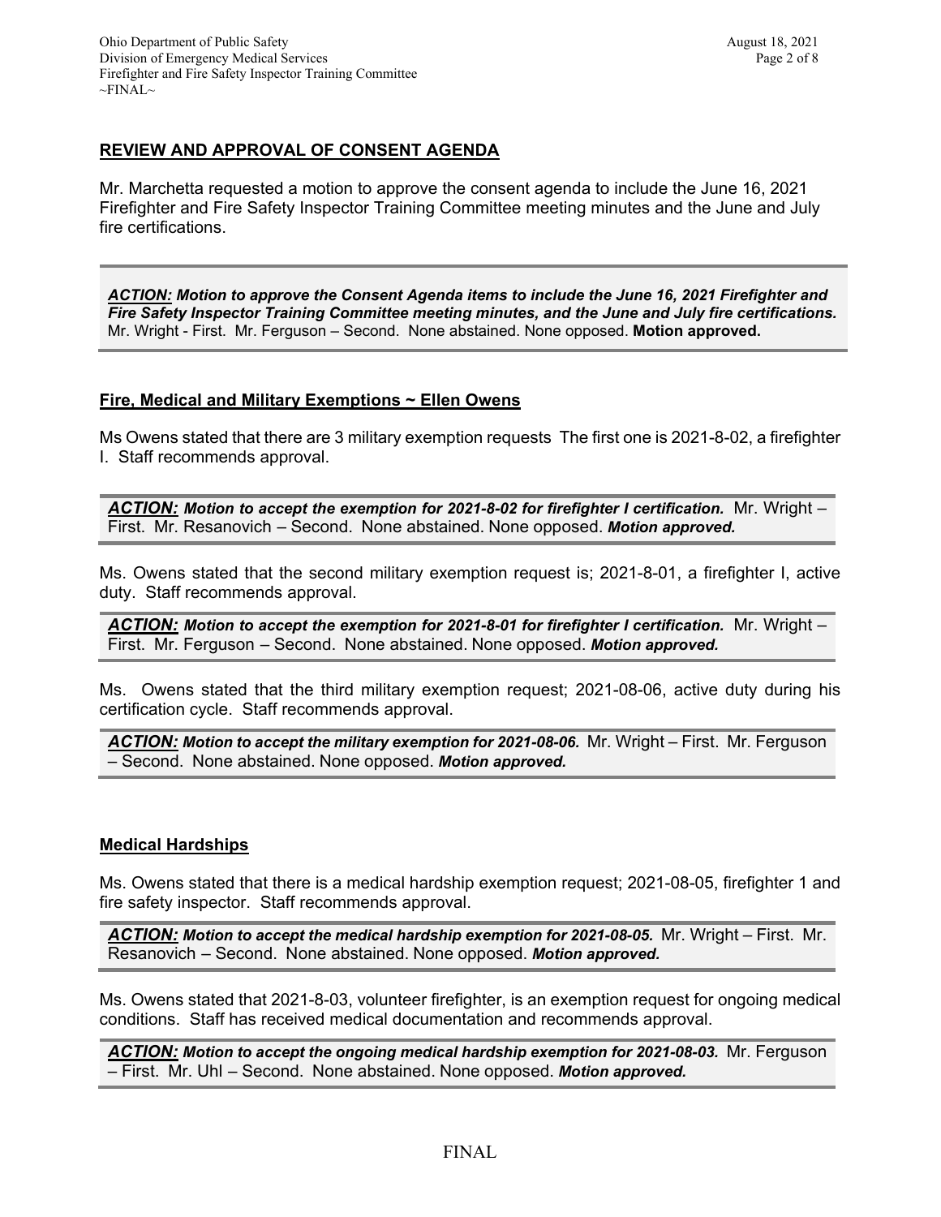## REVIEW AND APPROVAL OF CONSENT AGENDA

Mr. Marchetta requested a motion to approve the consent agenda to include the June 16, 2021 Firefighter and Fire Safety Inspector Training Committee meeting minutes and the June and July fire certifications.

> ***ACTION:*** ***Motion to approve the Consent Agenda items to include the June 16, 2021 Firefighter and Fire Safety Inspector Training Committee meeting minutes, and the June and July fire certifications.*** Mr. Wright - First. Mr. Ferguson – Second. None abstained. None opposed. **Motion approved.**

### Fire, Medical and Military Exemptions ~ Ellen Owens

Ms Owens stated that there are 3 military exemption requests The first one is 2021-8-02, a firefighter I. Staff recommends approval.

> ***ACTION:*** ***Motion to accept the exemption for 2021-8-02 for firefighter I certification.*** Mr. Wright – First. Mr. Resanovich – Second. None abstained. None opposed. ***Motion approved.***

Ms. Owens stated that the second military exemption request is; 2021-8-01, a firefighter I, active duty. Staff recommends approval.

> ***ACTION:*** ***Motion to accept the exemption for 2021-8-01 for firefighter I certification.*** Mr. Wright – First. Mr. Ferguson – Second. None abstained. None opposed. ***Motion approved.***

Ms. Owens stated that the third military exemption request; 2021-08-06, active duty during his certification cycle. Staff recommends approval.

> ***ACTION:*** ***Motion to accept the military exemption for 2021-08-06.*** Mr. Wright – First. Mr. Ferguson – Second. None abstained. None opposed. ***Motion approved.***

### Medical Hardships

Ms. Owens stated that there is a medical hardship exemption request; 2021-08-05, firefighter 1 and fire safety inspector. Staff recommends approval.

> ***ACTION:*** ***Motion to accept the medical hardship exemption for 2021-08-05.*** Mr. Wright – First. Mr. Resanovich – Second. None abstained. None opposed. ***Motion approved.***

Ms. Owens stated that 2021-8-03, volunteer firefighter, is an exemption request for ongoing medical conditions. Staff has received medical documentation and recommends approval.

> ***ACTION:*** ***Motion to accept the ongoing medical hardship exemption for 2021-08-03.*** Mr. Ferguson – First. Mr. Uhl – Second. None abstained. None opposed. ***Motion approved.***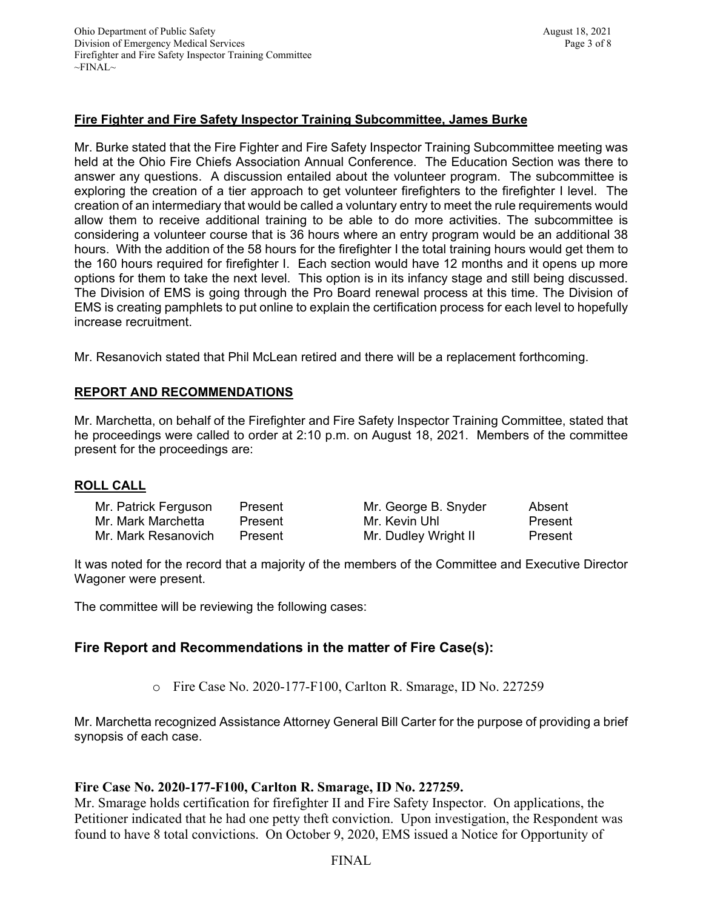**Fire Fighter and Fire Safety Inspector Training Subcommittee, James Burke**

Mr. Burke stated that the Fire Fighter and Fire Safety Inspector Training Subcommittee meeting was held at the Ohio Fire Chiefs Association Annual Conference. The Education Section was there to answer any questions. A discussion entailed about the volunteer program. The subcommittee is exploring the creation of a tier approach to get volunteer firefighters to the firefighter I level. The creation of an intermediary that would be called a voluntary entry to meet the rule requirements would allow them to receive additional training to be able to do more activities. The subcommittee is considering a volunteer course that is 36 hours where an entry program would be an additional 38 hours. With the addition of the 58 hours for the firefighter I the total training hours would get them to the 160 hours required for firefighter I. Each section would have 12 months and it opens up more options for them to take the next level. This option is in its infancy stage and still being discussed. The Division of EMS is going through the Pro Board renewal process at this time. The Division of EMS is creating pamphlets to put online to explain the certification process for each level to hopefully increase recruitment.

Mr. Resanovich stated that Phil McLean retired and there will be a replacement forthcoming.

**REPORT AND RECOMMENDATIONS**

Mr. Marchetta, on behalf of the Firefighter and Fire Safety Inspector Training Committee, stated that he proceedings were called to order at 2:10 p.m. on August 18, 2021. Members of the committee present for the proceedings are:

**ROLL CALL**

| | | | |
|---|---|---|---|
| Mr. Patrick Ferguson | Present | Mr. George B. Snyder | Absent |
| Mr. Mark Marchetta | Present | Mr. Kevin Uhl | Present |
| Mr. Mark Resanovich | Present | Mr. Dudley Wright II | Present |

It was noted for the record that a majority of the members of the Committee and Executive Director Wagoner were present.

The committee will be reviewing the following cases:

## Fire Report and Recommendations in the matter of Fire Case(s):

- Fire Case No. 2020-177-F100, Carlton R. Smarage, ID No. 227259

Mr. Marchetta recognized Assistance Attorney General Bill Carter for the purpose of providing a brief synopsis of each case.

**Fire Case No. 2020-177-F100, Carlton R. Smarage, ID No. 227259.**

Mr. Smarage holds certification for firefighter II and Fire Safety Inspector. On applications, the Petitioner indicated that he had one petty theft conviction. Upon investigation, the Respondent was found to have 8 total convictions. On October 9, 2020, EMS issued a Notice for Opportunity of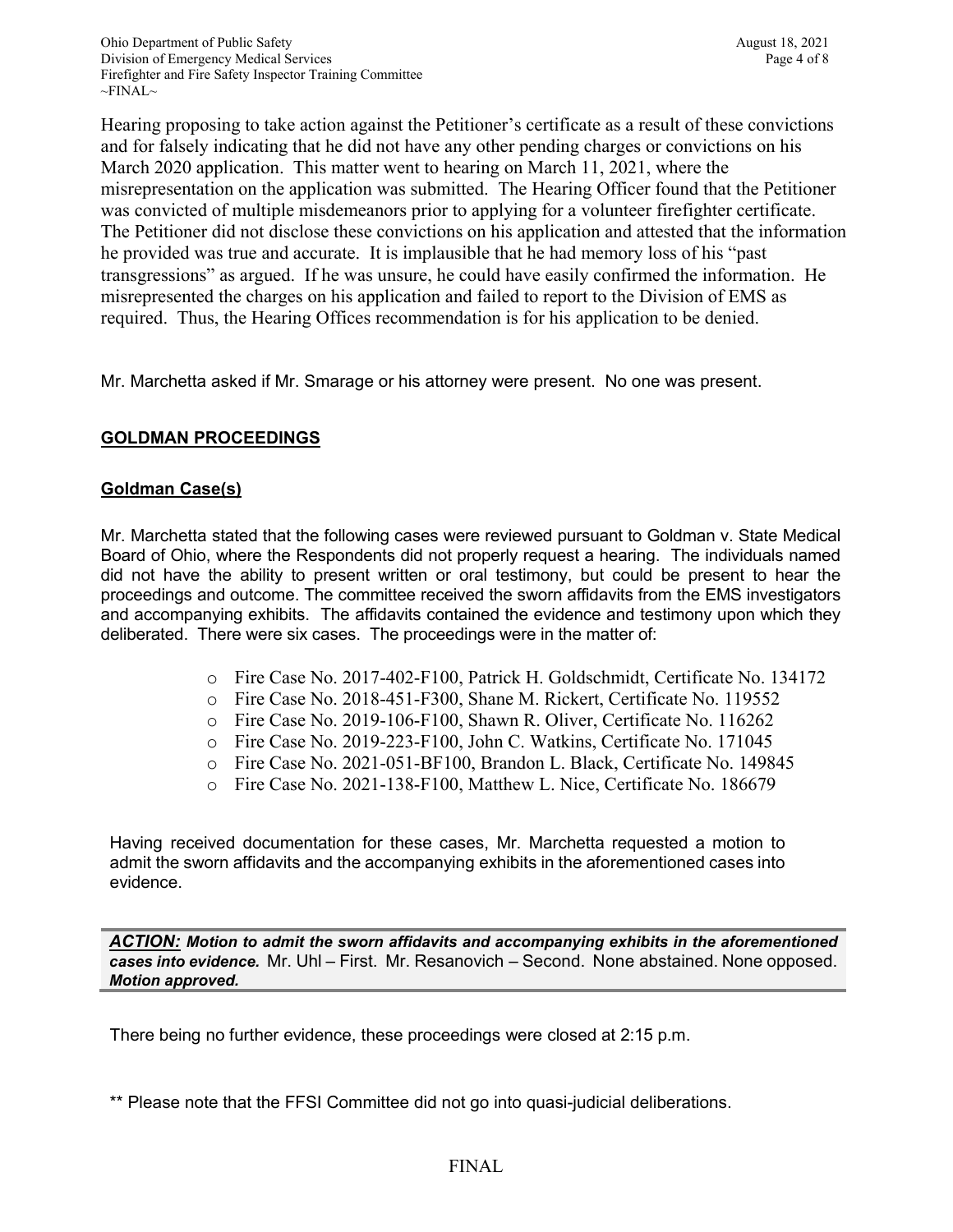Hearing proposing to take action against the Petitioner's certificate as a result of these convictions and for falsely indicating that he did not have any other pending charges or convictions on his March 2020 application. This matter went to hearing on March 11, 2021, where the misrepresentation on the application was submitted. The Hearing Officer found that the Petitioner was convicted of multiple misdemeanors prior to applying for a volunteer firefighter certificate. The Petitioner did not disclose these convictions on his application and attested that the information he provided was true and accurate. It is implausible that he had memory loss of his "past transgressions" as argued. If he was unsure, he could have easily confirmed the information. He misrepresented the charges on his application and failed to report to the Division of EMS as required. Thus, the Hearing Offices recommendation is for his application to be denied.

Mr. Marchetta asked if Mr. Smarage or his attorney were present. No one was present.

## GOLDMAN PROCEEDINGS

### Goldman Case(s)

Mr. Marchetta stated that the following cases were reviewed pursuant to Goldman v. State Medical Board of Ohio, where the Respondents did not properly request a hearing. The individuals named did not have the ability to present written or oral testimony, but could be present to hear the proceedings and outcome. The committee received the sworn affidavits from the EMS investigators and accompanying exhibits. The affidavits contained the evidence and testimony upon which they deliberated. There were six cases. The proceedings were in the matter of:

- Fire Case No. 2017-402-F100, Patrick H. Goldschmidt, Certificate No. 134172
- Fire Case No. 2018-451-F300, Shane M. Rickert, Certificate No. 119552
- Fire Case No. 2019-106-F100, Shawn R. Oliver, Certificate No. 116262
- Fire Case No. 2019-223-F100, John C. Watkins, Certificate No. 171045
- Fire Case No. 2021-051-BF100, Brandon L. Black, Certificate No. 149845
- Fire Case No. 2021-138-F100, Matthew L. Nice, Certificate No. 186679

Having received documentation for these cases, Mr. Marchetta requested a motion to admit the sworn affidavits and the accompanying exhibits in the aforementioned cases into evidence.

***ACTION:*** ***Motion to admit the sworn affidavits and accompanying exhibits in the aforementioned cases into evidence.*** Mr. Uhl – First. Mr. Resanovich – Second. None abstained. None opposed. ***Motion approved.***

There being no further evidence, these proceedings were closed at 2:15 p.m.

** Please note that the FFSI Committee did not go into quasi-judicial deliberations.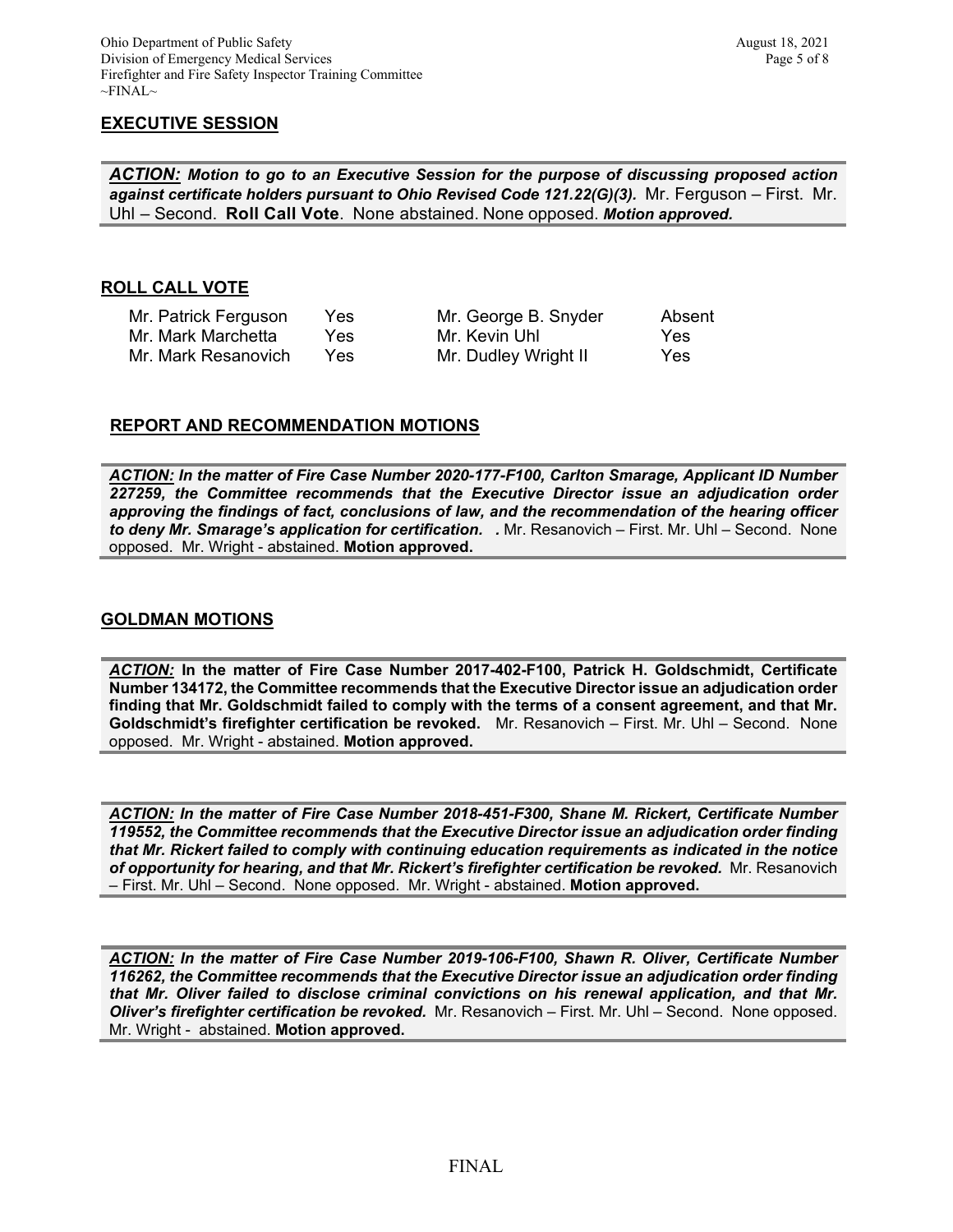## EXECUTIVE SESSION

***ACTION:*** ***Motion to go to an Executive Session for the purpose of discussing proposed action against certificate holders pursuant to Ohio Revised Code 121.22(G)(3).*** Mr. Ferguson – First. Mr. Uhl – Second. **Roll Call Vote**. None abstained. None opposed. ***Motion approved.***

## ROLL CALL VOTE

| | | | |
|---|---|---|---|
| Mr. Patrick Ferguson | Yes | Mr. George B. Snyder | Absent |
| Mr. Mark Marchetta | Yes | Mr. Kevin Uhl | Yes |
| Mr. Mark Resanovich | Yes | Mr. Dudley Wright II | Yes |

## REPORT AND RECOMMENDATION MOTIONS

***ACTION:*** ***In the matter of Fire Case Number 2020-177-F100, Carlton Smarage, Applicant ID Number 227259, the Committee recommends that the Executive Director issue an adjudication order approving the findings of fact, conclusions of law, and the recommendation of the hearing officer to deny Mr. Smarage's application for certification. .*** Mr. Resanovich – First. Mr. Uhl – Second. None opposed. Mr. Wright - abstained. **Motion approved.**

## GOLDMAN MOTIONS

***ACTION:*** **In the matter of Fire Case Number 2017-402-F100, Patrick H. Goldschmidt, Certificate Number 134172, the Committee recommends that the Executive Director issue an adjudication order finding that Mr. Goldschmidt failed to comply with the terms of a consent agreement, and that Mr. Goldschmidt's firefighter certification be revoked.** Mr. Resanovich – First. Mr. Uhl – Second. None opposed. Mr. Wright - abstained. **Motion approved.**

***ACTION:*** ***In the matter of Fire Case Number 2018-451-F300, Shane M. Rickert, Certificate Number 119552, the Committee recommends that the Executive Director issue an adjudication order finding that Mr. Rickert failed to comply with continuing education requirements as indicated in the notice of opportunity for hearing, and that Mr. Rickert's firefighter certification be revoked.*** Mr. Resanovich – First. Mr. Uhl – Second. None opposed. Mr. Wright - abstained. **Motion approved.**

***ACTION:*** ***In the matter of Fire Case Number 2019-106-F100, Shawn R. Oliver, Certificate Number 116262, the Committee recommends that the Executive Director issue an adjudication order finding that Mr. Oliver failed to disclose criminal convictions on his renewal application, and that Mr. Oliver's firefighter certification be revoked.*** Mr. Resanovich – First. Mr. Uhl – Second. None opposed. Mr. Wright - abstained. **Motion approved.**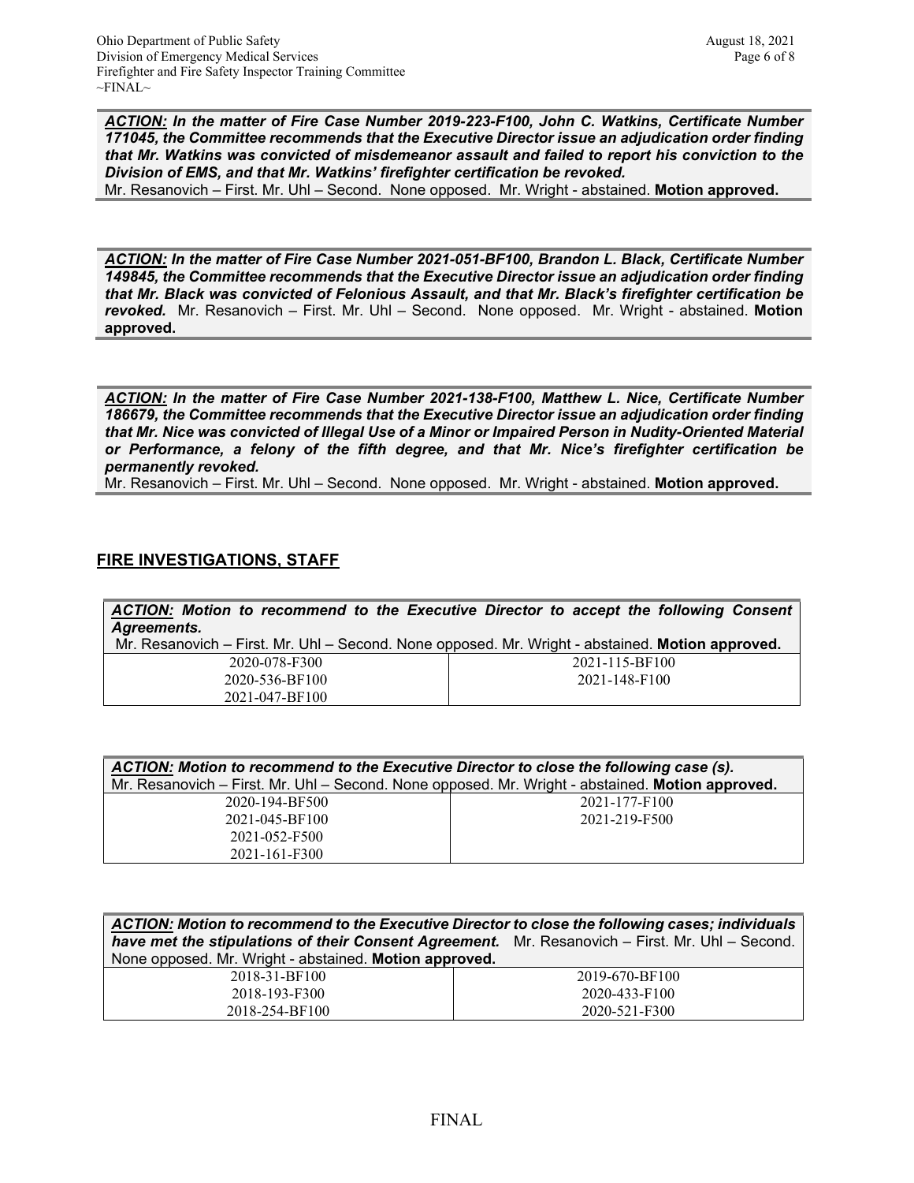***ACTION:*** ***In the matter of Fire Case Number 2019-223-F100, John C. Watkins, Certificate Number 171045, the Committee recommends that the Executive Director issue an adjudication order finding that Mr. Watkins was convicted of misdemeanor assault and failed to report his conviction to the Division of EMS, and that Mr. Watkins' firefighter certification be revoked.***
Mr. Resanovich – First. Mr. Uhl – Second. None opposed. Mr. Wright - abstained. **Motion approved.**

***ACTION:*** ***In the matter of Fire Case Number 2021-051-BF100, Brandon L. Black, Certificate Number 149845, the Committee recommends that the Executive Director issue an adjudication order finding that Mr. Black was convicted of Felonious Assault, and that Mr. Black's firefighter certification be revoked.*** Mr. Resanovich – First. Mr. Uhl – Second. None opposed. Mr. Wright - abstained. **Motion approved.**

***ACTION:*** ***In the matter of Fire Case Number 2021-138-F100, Matthew L. Nice, Certificate Number 186679, the Committee recommends that the Executive Director issue an adjudication order finding that Mr. Nice was convicted of Illegal Use of a Minor or Impaired Person in Nudity-Oriented Material or Performance, a felony of the fifth degree, and that Mr. Nice's firefighter certification be permanently revoked.***
Mr. Resanovich – First. Mr. Uhl – Second. None opposed. Mr. Wright - abstained. **Motion approved.**

## FIRE INVESTIGATIONS, STAFF

***ACTION:*** ***Motion to recommend to the Executive Director to accept the following Consent Agreements.***
Mr. Resanovich – First. Mr. Uhl – Second. None opposed. Mr. Wright - abstained. **Motion approved.**

| | |
|---|---|
| 2020-078-F300 | 2021-115-BF100 |
| 2020-536-BF100 | 2021-148-F100 |
| 2021-047-BF100 | |

***ACTION:*** ***Motion to recommend to the Executive Director to close the following case (s).***
Mr. Resanovich – First. Mr. Uhl – Second. None opposed. Mr. Wright - abstained. **Motion approved.**

| | |
|---|---|
| 2020-194-BF500 | 2021-177-F100 |
| 2021-045-BF100 | 2021-219-F500 |
| 2021-052-F500 | |
| 2021-161-F300 | |

***ACTION:*** ***Motion to recommend to the Executive Director to close the following cases; individuals have met the stipulations of their Consent Agreement.*** Mr. Resanovich – First. Mr. Uhl – Second. None opposed. Mr. Wright - abstained. **Motion approved.**

| | |
|---|---|
| 2018-31-BF100 | 2019-670-BF100 |
| 2018-193-F300 | 2020-433-F100 |
| 2018-254-BF100 | 2020-521-F300 |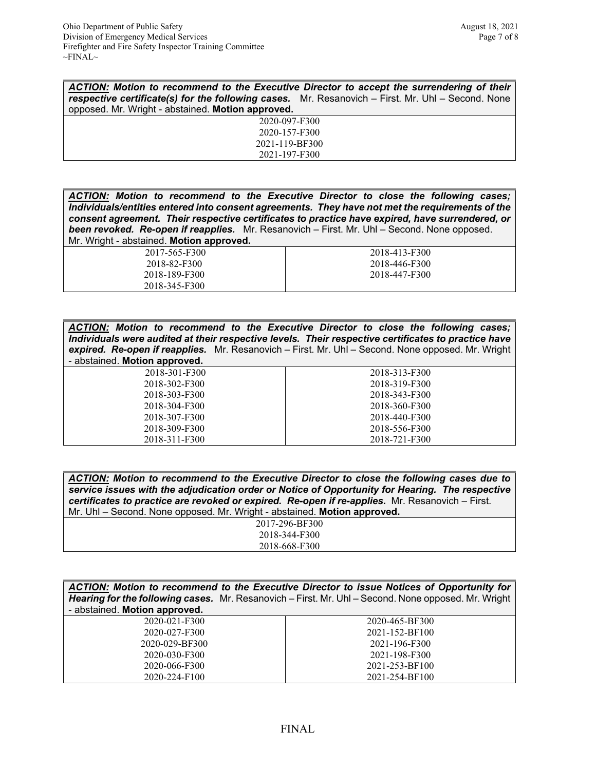***ACTION:*** ***Motion to recommend to the Executive Director to accept the surrendering of their respective certificate(s) for the following cases.*** Mr. Resanovich – First. Mr. Uhl – Second. None opposed. Mr. Wright - abstained. **Motion approved.**

| |
|---|
| 2020-097-F300 |
| 2020-157-F300 |
| 2021-119-BF300 |
| 2021-197-F300 |

***ACTION:*** ***Motion to recommend to the Executive Director to close the following cases; Individuals/entities entered into consent agreements. They have not met the requirements of the consent agreement. Their respective certificates to practice have expired, have surrendered, or been revoked. Re-open if reapplies.*** Mr. Resanovich – First. Mr. Uhl – Second. None opposed. Mr. Wright - abstained. **Motion approved.**

| | |
|---|---|
| 2017-565-F300 | 2018-413-F300 |
| 2018-82-F300 | 2018-446-F300 |
| 2018-189-F300 | 2018-447-F300 |
| 2018-345-F300 | |

***ACTION:*** ***Motion to recommend to the Executive Director to close the following cases; Individuals were audited at their respective levels. Their respective certificates to practice have expired. Re-open if reapplies.*** Mr. Resanovich – First. Mr. Uhl – Second. None opposed. Mr. Wright - abstained. **Motion approved.**

| | |
|---|---|
| 2018-301-F300 | 2018-313-F300 |
| 2018-302-F300 | 2018-319-F300 |
| 2018-303-F300 | 2018-343-F300 |
| 2018-304-F300 | 2018-360-F300 |
| 2018-307-F300 | 2018-440-F300 |
| 2018-309-F300 | 2018-556-F300 |
| 2018-311-F300 | 2018-721-F300 |

***ACTION:*** ***Motion to recommend to the Executive Director to close the following cases due to service issues with the adjudication order or Notice of Opportunity for Hearing. The respective certificates to practice are revoked or expired. Re-open if re-applies.*** Mr. Resanovich – First. Mr. Uhl – Second. None opposed. Mr. Wright - abstained. **Motion approved.**

| |
|---|
| 2017-296-BF300 |
| 2018-344-F300 |
| 2018-668-F300 |

***ACTION:*** ***Motion to recommend to the Executive Director to issue Notices of Opportunity for Hearing for the following cases.*** Mr. Resanovich – First. Mr. Uhl – Second. None opposed. Mr. Wright - abstained. **Motion approved.**

| | |
|---|---|
| 2020-021-F300 | 2020-465-BF300 |
| 2020-027-F300 | 2021-152-BF100 |
| 2020-029-BF300 | 2021-196-F300 |
| 2020-030-F300 | 2021-198-F300 |
| 2020-066-F300 | 2021-253-BF100 |
| 2020-224-F100 | 2021-254-BF100 |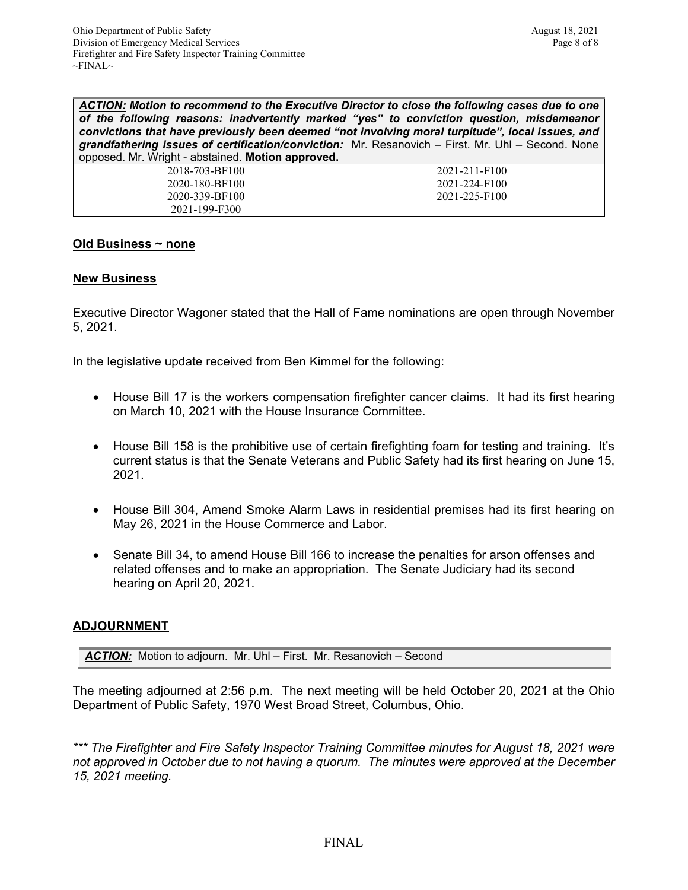***ACTION:* Motion to recommend to the Executive Director to close the following cases due to one of the following reasons: inadvertently marked "yes" to conviction question, misdemeanor convictions that have previously been deemed "not involving moral turpitude", local issues, and grandfathering issues of certification/conviction:** Mr. Resanovich – First. Mr. Uhl – Second. None opposed. Mr. Wright - abstained. **Motion approved.**

| | |
|---|---|
| 2018-703-BF100 | 2021-211-F100 |
| 2020-180-BF100 | 2021-224-F100 |
| 2020-339-BF100 | 2021-225-F100 |
| 2021-199-F300 | |

## Old Business ~ none

## New Business

Executive Director Wagoner stated that the Hall of Fame nominations are open through November 5, 2021.

In the legislative update received from Ben Kimmel for the following:

- House Bill 17 is the workers compensation firefighter cancer claims. It had its first hearing on March 10, 2021 with the House Insurance Committee.
- House Bill 158 is the prohibitive use of certain firefighting foam for testing and training. It's current status is that the Senate Veterans and Public Safety had its first hearing on June 15, 2021.
- House Bill 304, Amend Smoke Alarm Laws in residential premises had its first hearing on May 26, 2021 in the House Commerce and Labor.
- Senate Bill 34, to amend House Bill 166 to increase the penalties for arson offenses and related offenses and to make an appropriation. The Senate Judiciary had its second hearing on April 20, 2021.

## ADJOURNMENT

***ACTION:*** Motion to adjourn. Mr. Uhl – First. Mr. Resanovich – Second

The meeting adjourned at 2:56 p.m. The next meeting will be held October 20, 2021 at the Ohio Department of Public Safety, 1970 West Broad Street, Columbus, Ohio.

**** The Firefighter and Fire Safety Inspector Training Committee minutes for August 18, 2021 were not approved in October due to not having a quorum. The minutes were approved at the December 15, 2021 meeting.*

FINAL